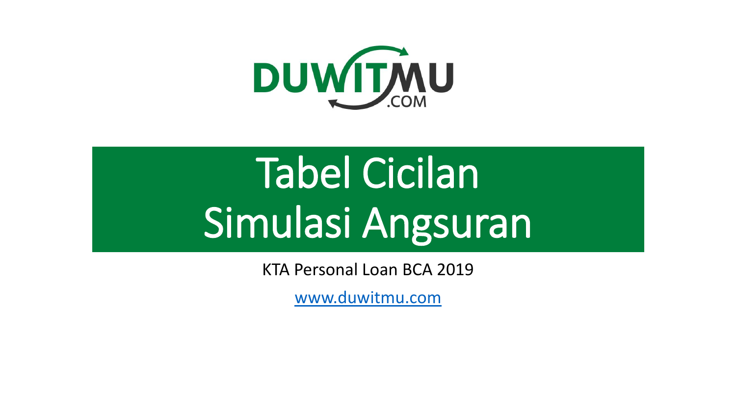DUWITMU.COM

# Tabel Cicilan Simulasi Angsuran

KTA Personal Loan BCA 2019

www.duwitmu.com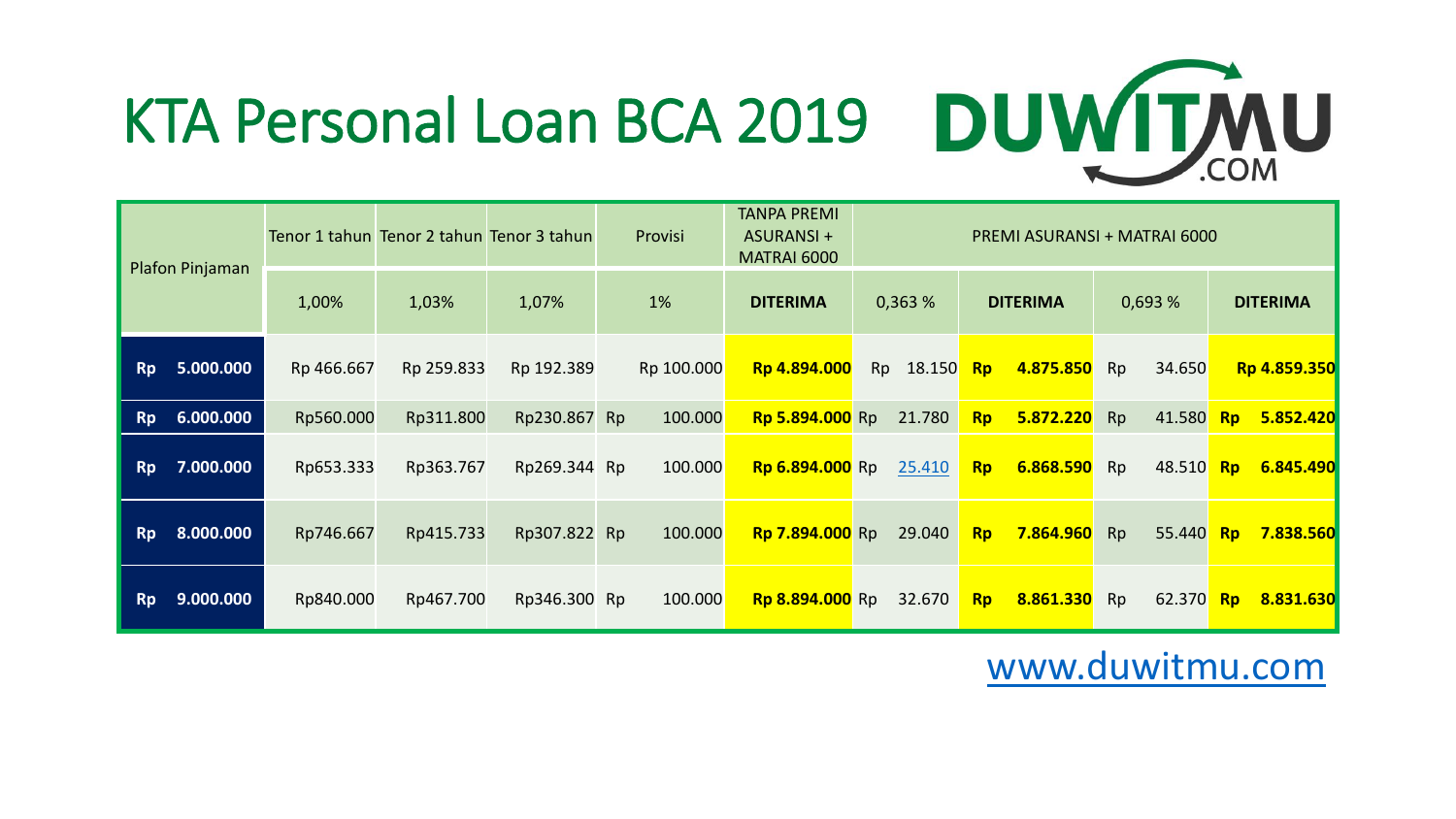# KTA Personal Loan BCA 2019

DUWITMU.COM

| Plafon Pinjaman | Tenor 1 tahun | Tenor 2 tahun | Tenor 3 tahun | Provisi | TANPA PREMI ASURANSI + MATRAI 6000 | PREMI ASURANSI + MATRAI 6000 | | | |
|---|---|---|---|---|---|---|---|---|---|
| | 1,00% | 1,03% | 1,07% | 1% | **DITERIMA** | 0,363 % | **DITERIMA** | 0,693 % | **DITERIMA** |
| **Rp 5.000.000** | Rp 466.667 | Rp 259.833 | Rp 192.389 | Rp 100.000 | **Rp 4.894.000** | Rp 18.150 | **Rp 4.875.850** | Rp 34.650 | **Rp 4.859.350** |
| **Rp 6.000.000** | Rp560.000 | Rp311.800 | Rp230.867 | Rp 100.000 | **Rp 5.894.000** | Rp 21.780 | **Rp 5.872.220** | Rp 41.580 | **Rp 5.852.420** |
| **Rp 7.000.000** | Rp653.333 | Rp363.767 | Rp269.344 | Rp 100.000 | **Rp 6.894.000** | Rp 25.410 | **Rp 6.868.590** | Rp 48.510 | **Rp 6.845.490** |
| **Rp 8.000.000** | Rp746.667 | Rp415.733 | Rp307.822 | Rp 100.000 | **Rp 7.894.000** | Rp 29.040 | **Rp 7.864.960** | Rp 55.440 | **Rp 7.838.560** |
| **Rp 9.000.000** | Rp840.000 | Rp467.700 | Rp346.300 | Rp 100.000 | **Rp 8.894.000** | Rp 32.670 | **Rp 8.861.330** | Rp 62.370 | **Rp 8.831.630** |

www.duwitmu.com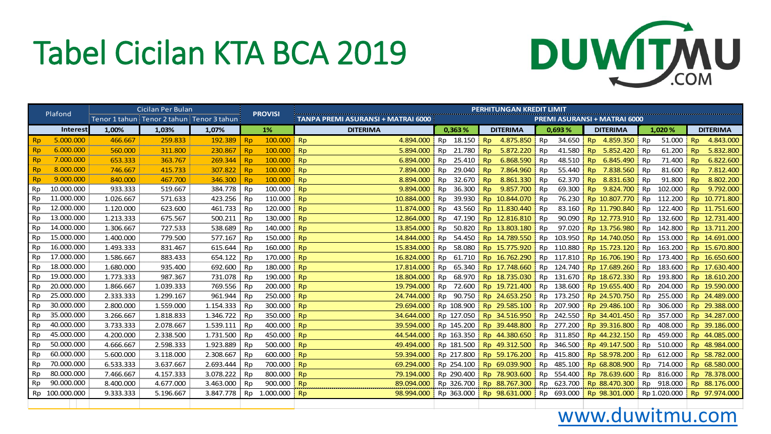# Tabel Cicilan KTA BCA 2019

DUWITMU .COM

| Plafond | Cicilan Per Bulan | | | PROVISI | PERHITUNGAN KREDIT LIMIT | | | | | | |
|---|---|---|---|---|---|---|---|---|---|---|---|
| | Tenor 1 tahun | Tenor 2 tahun | Tenor 3 tahun | | TANPA PREMI ASURANSI + MATRAI 6000 | PREMI ASURANSI + MATRAI 6000 | | | | | |
| Interest | 1,00% | 1,03% | 1,07% | 1% | DITERIMA | 0,363 % | DITERIMA | 0,693 % | DITERIMA | 1,020 % | DITERIMA |
| Rp 5.000.000 | 466.667 | 259.833 | 192.389 | Rp 100.000 | Rp 4.894.000 | Rp 18.150 | Rp 4.875.850 | Rp 34.650 | Rp 4.859.350 | Rp 51.000 | Rp 4.843.000 |
| Rp 6.000.000 | 560.000 | 311.800 | 230.867 | Rp 100.000 | Rp 5.894.000 | Rp 21.780 | Rp 5.872.220 | Rp 41.580 | Rp 5.852.420 | Rp 61.200 | Rp 5.832.800 |
| Rp 7.000.000 | 653.333 | 363.767 | 269.344 | Rp 100.000 | Rp 6.894.000 | Rp 25.410 | Rp 6.868.590 | Rp 48.510 | Rp 6.845.490 | Rp 71.400 | Rp 6.822.600 |
| Rp 8.000.000 | 746.667 | 415.733 | 307.822 | Rp 100.000 | Rp 7.894.000 | Rp 29.040 | Rp 7.864.960 | Rp 55.440 | Rp 7.838.560 | Rp 81.600 | Rp 7.812.400 |
| Rp 9.000.000 | 840.000 | 467.700 | 346.300 | Rp 100.000 | Rp 8.894.000 | Rp 32.670 | Rp 8.861.330 | Rp 62.370 | Rp 8.831.630 | Rp 91.800 | Rp 8.802.200 |
| Rp 10.000.000 | 933.333 | 519.667 | 384.778 | Rp 100.000 | Rp 9.894.000 | Rp 36.300 | Rp 9.857.700 | Rp 69.300 | Rp 9.824.700 | Rp 102.000 | Rp 9.792.000 |
| Rp 11.000.000 | 1.026.667 | 571.633 | 423.256 | Rp 110.000 | Rp 10.884.000 | Rp 39.930 | Rp 10.844.070 | Rp 76.230 | Rp 10.807.770 | Rp 112.200 | Rp 10.771.800 |
| Rp 12.000.000 | 1.120.000 | 623.600 | 461.733 | Rp 120.000 | Rp 11.874.000 | Rp 43.560 | Rp 11.830.440 | Rp 83.160 | Rp 11.790.840 | Rp 122.400 | Rp 11.751.600 |
| Rp 13.000.000 | 1.213.333 | 675.567 | 500.211 | Rp 130.000 | Rp 12.864.000 | Rp 47.190 | Rp 12.816.810 | Rp 90.090 | Rp 12.773.910 | Rp 132.600 | Rp 12.731.400 |
| Rp 14.000.000 | 1.306.667 | 727.533 | 538.689 | Rp 140.000 | Rp 13.854.000 | Rp 50.820 | Rp 13.803.180 | Rp 97.020 | Rp 13.756.980 | Rp 142.800 | Rp 13.711.200 |
| Rp 15.000.000 | 1.400.000 | 779.500 | 577.167 | Rp 150.000 | Rp 14.844.000 | Rp 54.450 | Rp 14.789.550 | Rp 103.950 | Rp 14.740.050 | Rp 153.000 | Rp 14.691.000 |
| Rp 16.000.000 | 1.493.333 | 831.467 | 615.644 | Rp 160.000 | Rp 15.834.000 | Rp 58.080 | Rp 15.775.920 | Rp 110.880 | Rp 15.723.120 | Rp 163.200 | Rp 15.670.800 |
| Rp 17.000.000 | 1.586.667 | 883.433 | 654.122 | Rp 170.000 | Rp 16.824.000 | Rp 61.710 | Rp 16.762.290 | Rp 117.810 | Rp 16.706.190 | Rp 173.400 | Rp 16.650.600 |
| Rp 18.000.000 | 1.680.000 | 935.400 | 692.600 | Rp 180.000 | Rp 17.814.000 | Rp 65.340 | Rp 17.748.660 | Rp 124.740 | Rp 17.689.260 | Rp 183.600 | Rp 17.630.400 |
| Rp 19.000.000 | 1.773.333 | 987.367 | 731.078 | Rp 190.000 | Rp 18.804.000 | Rp 68.970 | Rp 18.735.030 | Rp 131.670 | Rp 18.672.330 | Rp 193.800 | Rp 18.610.200 |
| Rp 20.000.000 | 1.866.667 | 1.039.333 | 769.556 | Rp 200.000 | Rp 19.794.000 | Rp 72.600 | Rp 19.721.400 | Rp 138.600 | Rp 19.655.400 | Rp 204.000 | Rp 19.590.000 |
| Rp 25.000.000 | 2.333.333 | 1.299.167 | 961.944 | Rp 250.000 | Rp 24.744.000 | Rp 90.750 | Rp 24.653.250 | Rp 173.250 | Rp 24.570.750 | Rp 255.000 | Rp 24.489.000 |
| Rp 30.000.000 | 2.800.000 | 1.559.000 | 1.154.333 | Rp 300.000 | Rp 29.694.000 | Rp 108.900 | Rp 29.585.100 | Rp 207.900 | Rp 29.486.100 | Rp 306.000 | Rp 29.388.000 |
| Rp 35.000.000 | 3.266.667 | 1.818.833 | 1.346.722 | Rp 350.000 | Rp 34.644.000 | Rp 127.050 | Rp 34.516.950 | Rp 242.550 | Rp 34.401.450 | Rp 357.000 | Rp 34.287.000 |
| Rp 40.000.000 | 3.733.333 | 2.078.667 | 1.539.111 | Rp 400.000 | Rp 39.594.000 | Rp 145.200 | Rp 39.448.800 | Rp 277.200 | Rp 39.316.800 | Rp 408.000 | Rp 39.186.000 |
| Rp 45.000.000 | 4.200.000 | 2.338.500 | 1.731.500 | Rp 450.000 | Rp 44.544.000 | Rp 163.350 | Rp 44.380.650 | Rp 311.850 | Rp 44.232.150 | Rp 459.000 | Rp 44.085.000 |
| Rp 50.000.000 | 4.666.667 | 2.598.333 | 1.923.889 | Rp 500.000 | Rp 49.494.000 | Rp 181.500 | Rp 49.312.500 | Rp 346.500 | Rp 49.147.500 | Rp 510.000 | Rp 48.984.000 |
| Rp 60.000.000 | 5.600.000 | 3.118.000 | 2.308.667 | Rp 600.000 | Rp 59.394.000 | Rp 217.800 | Rp 59.176.200 | Rp 415.800 | Rp 58.978.200 | Rp 612.000 | Rp 58.782.000 |
| Rp 70.000.000 | 6.533.333 | 3.637.667 | 2.693.444 | Rp 700.000 | Rp 69.294.000 | Rp 254.100 | Rp 69.039.900 | Rp 485.100 | Rp 68.808.900 | Rp 714.000 | Rp 68.580.000 |
| Rp 80.000.000 | 7.466.667 | 4.157.333 | 3.078.222 | Rp 800.000 | Rp 79.194.000 | Rp 290.400 | Rp 78.903.600 | Rp 554.400 | Rp 78.639.600 | Rp 816.000 | Rp 78.378.000 |
| Rp 90.000.000 | 8.400.000 | 4.677.000 | 3.463.000 | Rp 900.000 | Rp 89.094.000 | Rp 326.700 | Rp 88.767.300 | Rp 623.700 | Rp 88.470.300 | Rp 918.000 | Rp 88.176.000 |
| Rp 100.000.000 | 9.333.333 | 5.196.667 | 3.847.778 | Rp 1.000.000 | Rp 98.994.000 | Rp 363.000 | Rp 98.631.000 | Rp 693.000 | Rp 98.301.000 | Rp 1.020.000 | Rp 97.974.000 |

www.duwitmu.com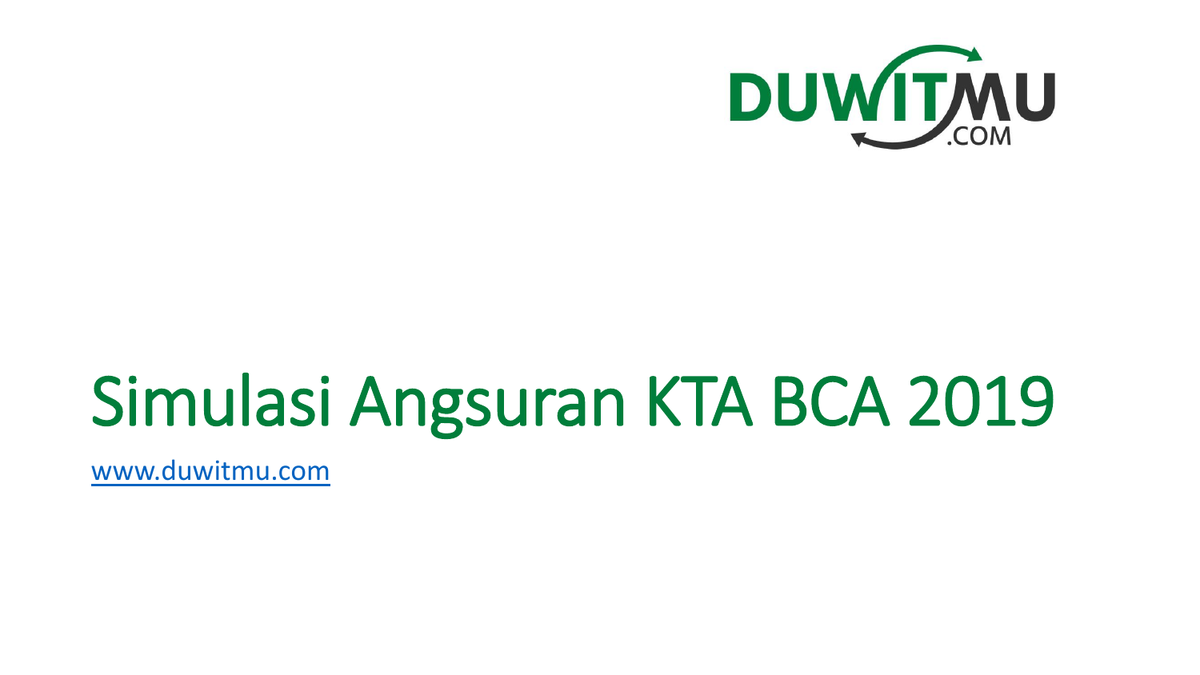DUWITMU .COM

# Simulasi Angsuran KTA BCA 2019

[www.duwitmu.com](http://www.duwitmu.com)